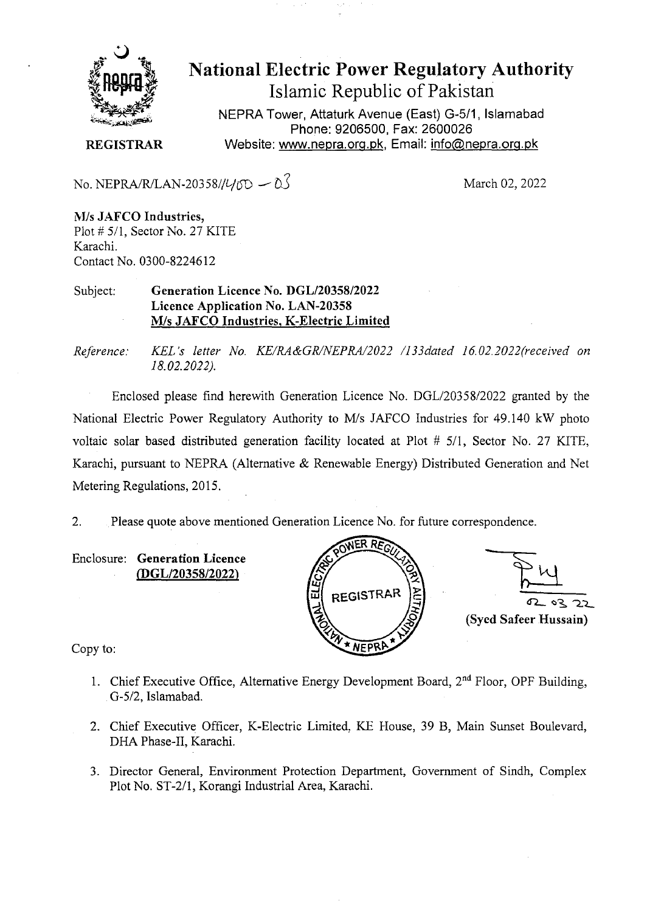# National Electric Power Regulatory Authority

## Islamic Republic of Pakistan

NEPRA Tower, Attaturk Avenue (East) G-5/1, Islamabad
Phone: 9206500, Fax: 2600026
Website: www.nepra.org.pk, Email: info@nepra.org.pk

**REGISTRAR**

No. NEPRA/R/LAN-20358//4/60 – 03

March 02, 2022

**M/s JAFCO Industries,**
Plot # 5/1, Sector No. 27 KITE
Karachi.
Contact No. 0300-8224612

Subject: **Generation Licence No. DGL/20358/2022**
**Licence Application No. LAN-20358**
**M/s JAFCO Industries, K-Electric Limited**

*Reference: KEL's letter No. KE/RA&GR/NEPRA/2022 /133dated 16.02.2022(received on 18.02.2022).*

Enclosed please find herewith Generation Licence No. DGL/20358/2022 granted by the National Electric Power Regulatory Authority to M/s JAFCO Industries for 49.140 kW photo voltaic solar based distributed generation facility located at Plot # 5/1, Sector No. 27 KITE, Karachi, pursuant to NEPRA (Alternative & Renewable Energy) Distributed Generation and Net Metering Regulations, 2015.

2. Please quote above mentioned Generation Licence No. for future correspondence.

Enclosure: **Generation Licence (DGL/20358/2022)**

02.03.22
**(Syed Safeer Hussain)**

Copy to:

1. Chief Executive Office, Alternative Energy Development Board, 2nd Floor, OPF Building, G-5/2, Islamabad.
2. Chief Executive Officer, K-Electric Limited, KE House, 39 B, Main Sunset Boulevard, DHA Phase-II, Karachi.
3. Director General, Environment Protection Department, Government of Sindh, Complex Plot No. ST-2/1, Korangi Industrial Area, Karachi.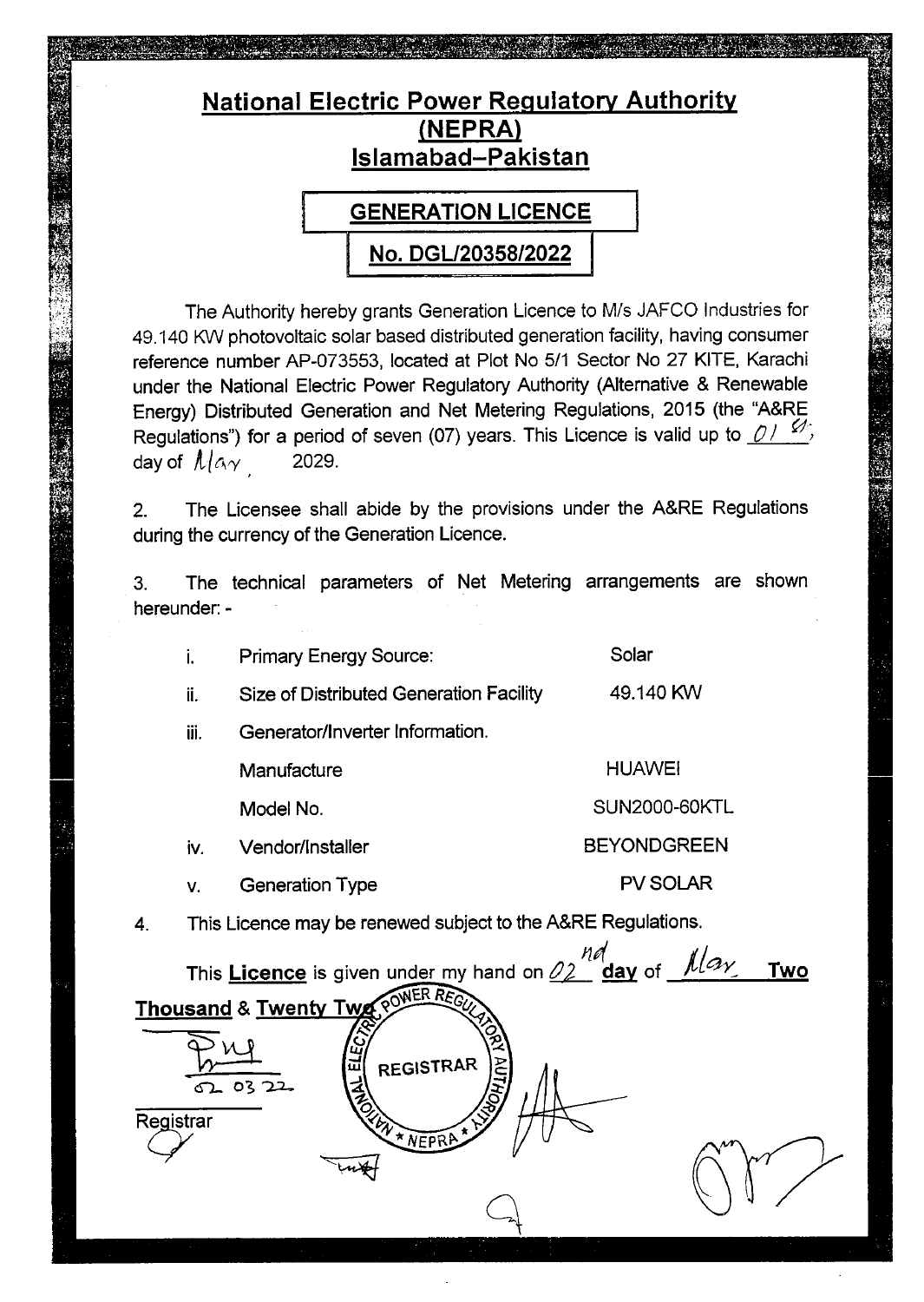# National Electric Power Regulatory Authority (NEPRA) Islamabad–Pakistan

## GENERATION LICENCE

## No. DGL/20358/2022

The Authority hereby grants Generation Licence to M/s JAFCO Industries for 49.140 KW photovoltaic solar based distributed generation facility, having consumer reference number AP-073553, located at Plot No 5/1 Sector No 27 KITE, Karachi under the National Electric Power Regulatory Authority (Alternative & Renewable Energy) Distributed Generation and Net Metering Regulations, 2015 (the "A&RE Regulations") for a period of seven (07) years. This Licence is valid up to 01st day of May 2029.

2. The Licensee shall abide by the provisions under the A&RE Regulations during the currency of the Generation Licence.

3. The technical parameters of Net Metering arrangements are shown hereunder: -

| | | |
|---|---|---|
| i. | Primary Energy Source: | Solar |
| ii. | Size of Distributed Generation Facility | 49.140 KW |
| iii. | Generator/Inverter Information. | |
| | Manufacture | HUAWEI |
| | Model No. | SUN2000-60KTL |
| iv. | Vendor/Installer | BEYONDGREEN |
| v. | Generation Type | PV SOLAR |

4. This Licence may be renewed subject to the A&RE Regulations.

This **Licence** is given under my hand on 02nd **day** of May **Two Thousand** & **Twenty Two**

02 03 22

Registrar

REGISTRAR NATIONAL ELECTRIC POWER REGULATORY AUTHORITY NEPRA